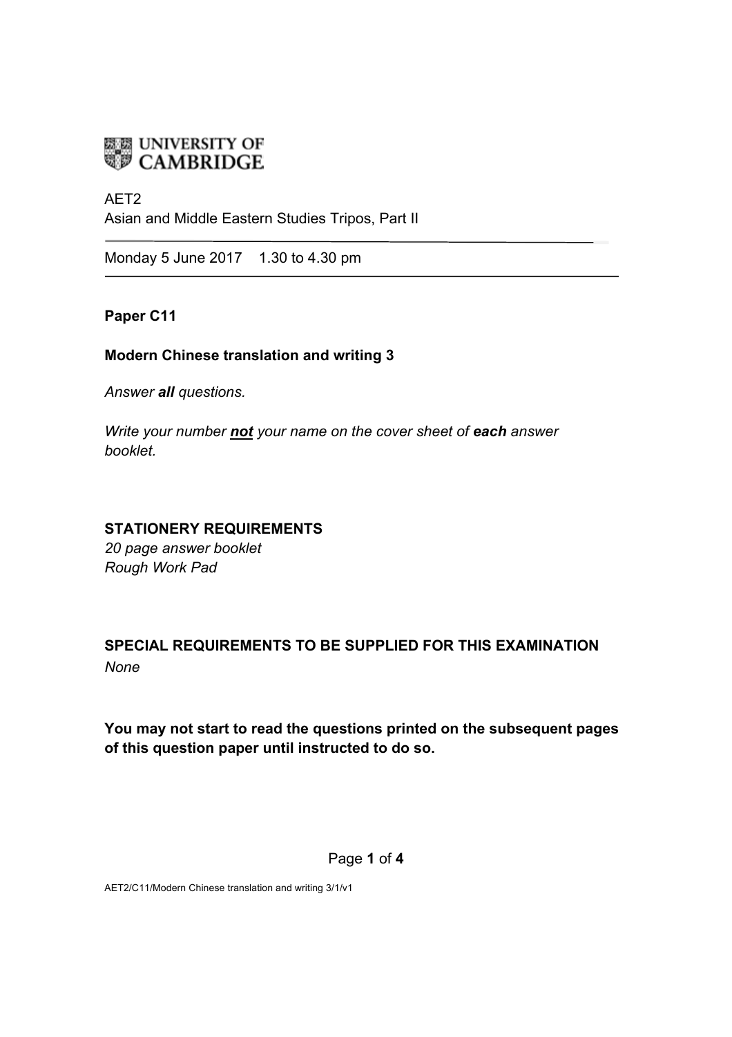UNIVERSITY OF CAMBRIDGE

AET2
Asian and Middle Eastern Studies Tripos, Part II

Monday 5 June 2017 1.30 to 4.30 pm

**Paper C11**

**Modern Chinese translation and writing 3**

*Answer **all** questions.*

*Write your number **not** your name on the cover sheet of **each** answer booklet.*

**STATIONERY REQUIREMENTS**
*20 page answer booklet*
*Rough Work Pad*

**SPECIAL REQUIREMENTS TO BE SUPPLIED FOR THIS EXAMINATION**
*None*

**You may not start to read the questions printed on the subsequent pages of this question paper until instructed to do so.**

AET2/C11/Modern Chinese translation and writing 3/1/v1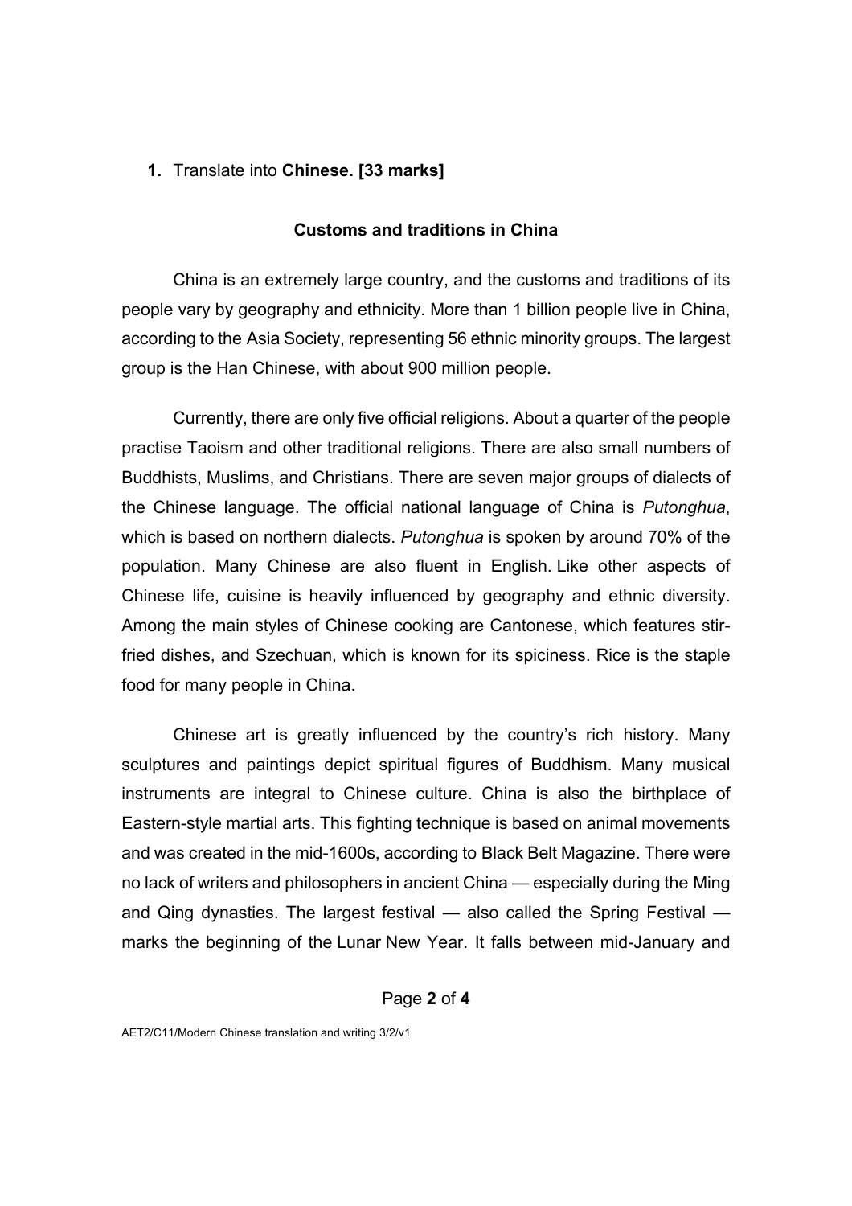**1.** Translate into **Chinese. [33 marks]**

**Customs and traditions in China**

China is an extremely large country, and the customs and traditions of its people vary by geography and ethnicity. More than 1 billion people live in China, according to the Asia Society, representing 56 ethnic minority groups. The largest group is the Han Chinese, with about 900 million people.

Currently, there are only five official religions. About a quarter of the people practise Taoism and other traditional religions. There are also small numbers of Buddhists, Muslims, and Christians. There are seven major groups of dialects of the Chinese language. The official national language of China is *Putonghua*, which is based on northern dialects. *Putonghua* is spoken by around 70% of the population. Many Chinese are also fluent in English. Like other aspects of Chinese life, cuisine is heavily influenced by geography and ethnic diversity. Among the main styles of Chinese cooking are Cantonese, which features stir-fried dishes, and Szechuan, which is known for its spiciness. Rice is the staple food for many people in China.

Chinese art is greatly influenced by the country's rich history. Many sculptures and paintings depict spiritual figures of Buddhism. Many musical instruments are integral to Chinese culture. China is also the birthplace of Eastern-style martial arts. This fighting technique is based on animal movements and was created in the mid-1600s, according to Black Belt Magazine. There were no lack of writers and philosophers in ancient China — especially during the Ming and Qing dynasties. The largest festival — also called the Spring Festival — marks the beginning of the Lunar New Year. It falls between mid-January and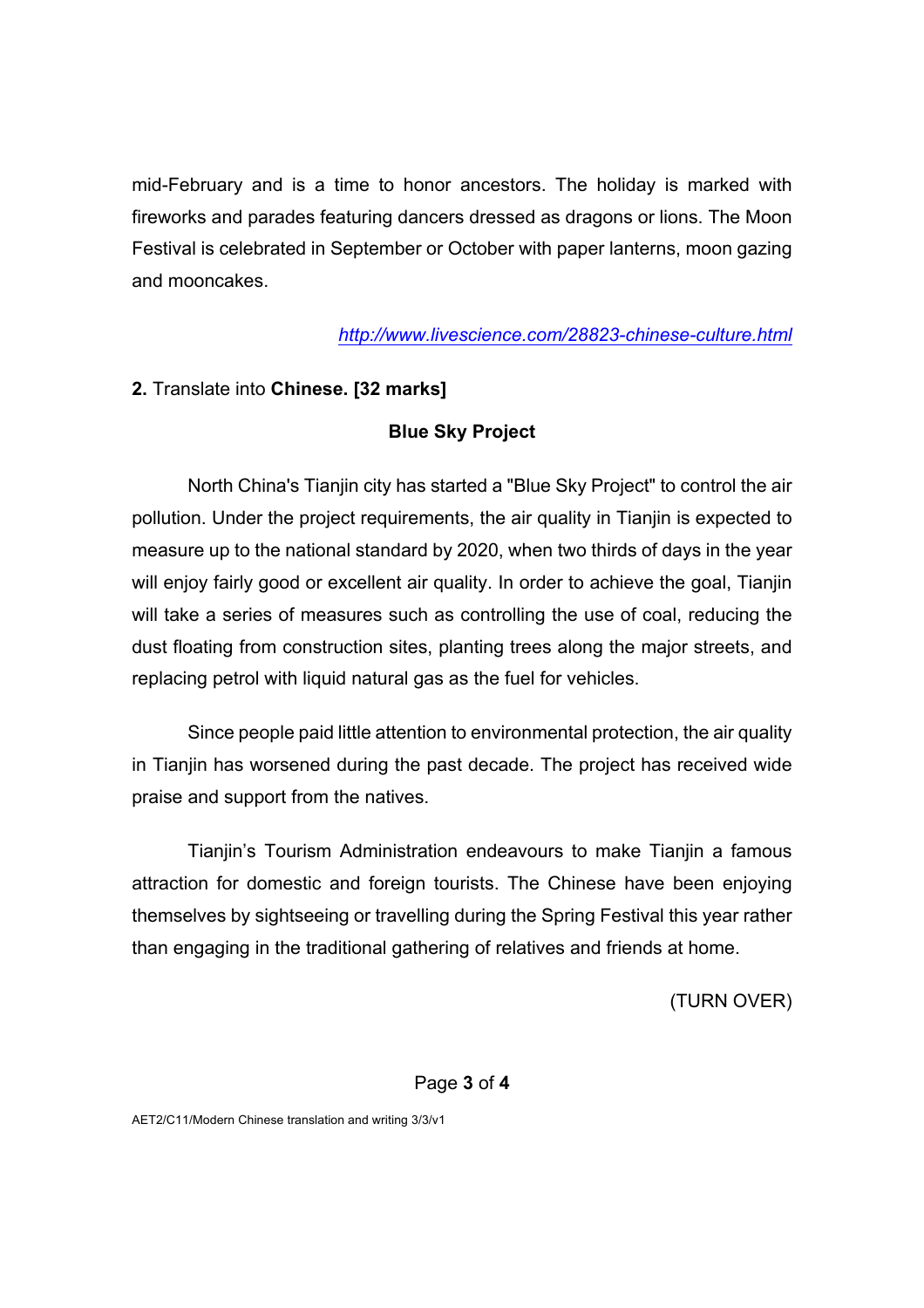mid-February and is a time to honor ancestors. The holiday is marked with fireworks and parades featuring dancers dressed as dragons or lions. The Moon Festival is celebrated in September or October with paper lanterns, moon gazing and mooncakes.

*http://www.livescience.com/28823-chinese-culture.html*

**2.** Translate into **Chinese. [32 marks]**

**Blue Sky Project**

North China's Tianjin city has started a "Blue Sky Project" to control the air pollution. Under the project requirements, the air quality in Tianjin is expected to measure up to the national standard by 2020, when two thirds of days in the year will enjoy fairly good or excellent air quality. In order to achieve the goal, Tianjin will take a series of measures such as controlling the use of coal, reducing the dust floating from construction sites, planting trees along the major streets, and replacing petrol with liquid natural gas as the fuel for vehicles.

Since people paid little attention to environmental protection, the air quality in Tianjin has worsened during the past decade. The project has received wide praise and support from the natives.

Tianjin's Tourism Administration endeavours to make Tianjin a famous attraction for domestic and foreign tourists. The Chinese have been enjoying themselves by sightseeing or travelling during the Spring Festival this year rather than engaging in the traditional gathering of relatives and friends at home.

(TURN OVER)

AET2/C11/Modern Chinese translation and writing 3/3/v1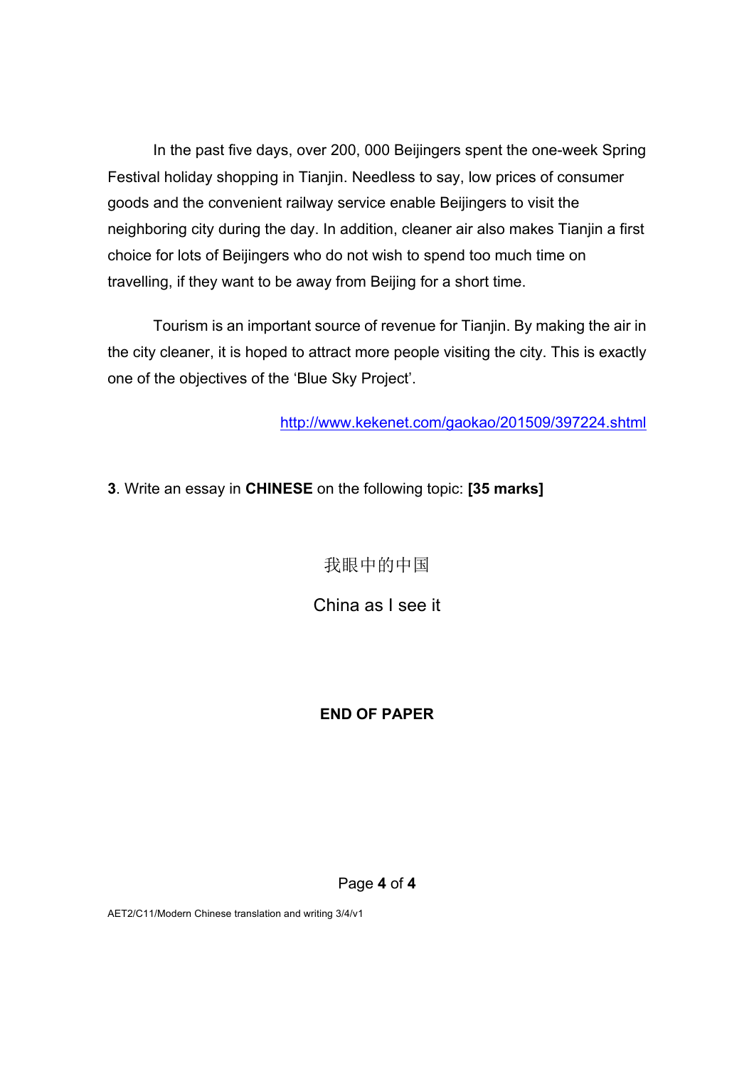In the past five days, over 200, 000 Beijingers spent the one-week Spring Festival holiday shopping in Tianjin. Needless to say, low prices of consumer goods and the convenient railway service enable Beijingers to visit the neighboring city during the day. In addition, cleaner air also makes Tianjin a first choice for lots of Beijingers who do not wish to spend too much time on travelling, if they want to be away from Beijing for a short time.

Tourism is an important source of revenue for Tianjin. By making the air in the city cleaner, it is hoped to attract more people visiting the city. This is exactly one of the objectives of the 'Blue Sky Project'.

http://www.kekenet.com/gaokao/201509/397224.shtml

**3**. Write an essay in **CHINESE** on the following topic: **[35 marks]**

我眼中的中国

China as I see it

**END OF PAPER**

AET2/C11/Modern Chinese translation and writing 3/4/v1